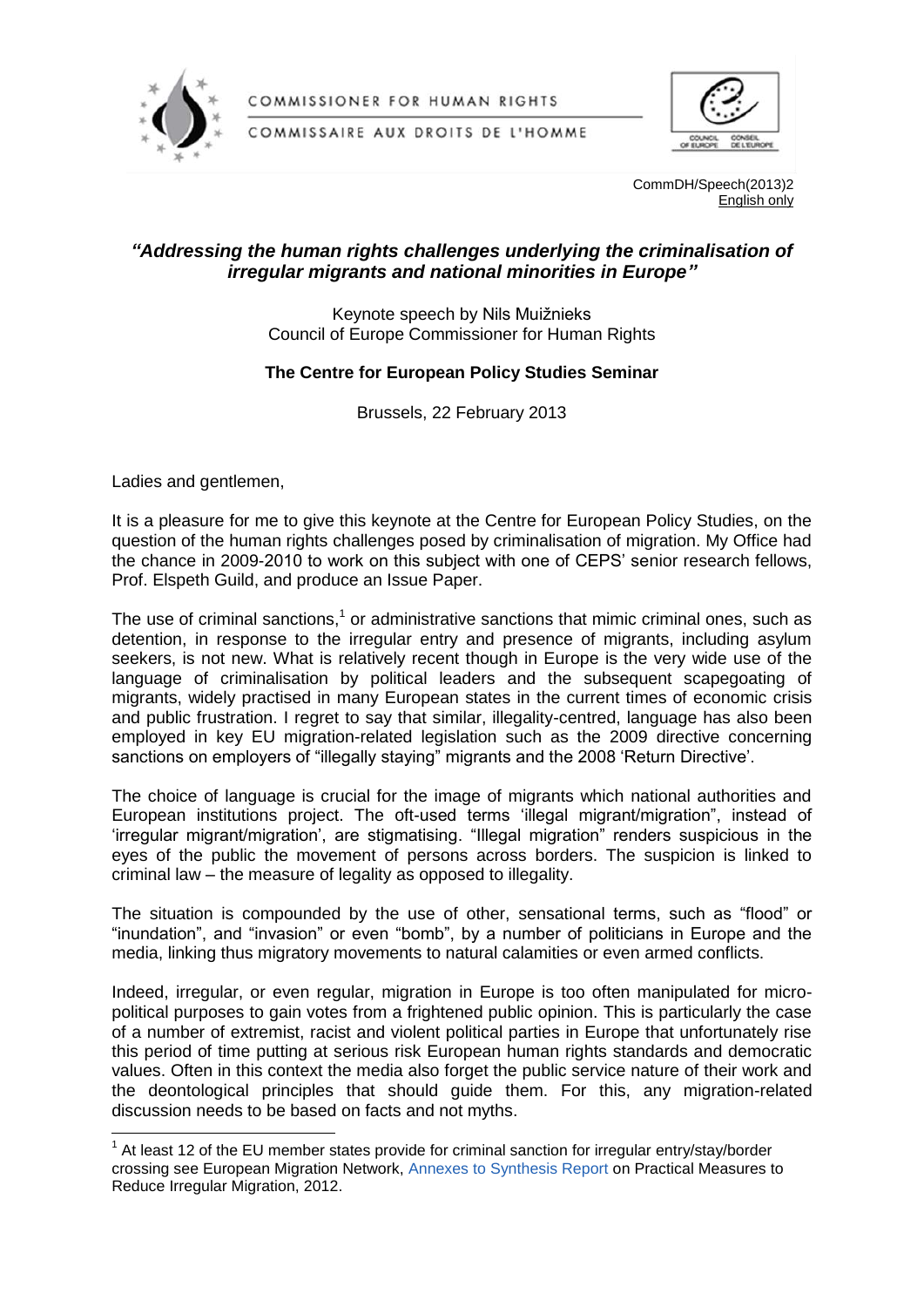COMMISSIONER FOR HUMAN RIGHTS

COMMISSAIRE AUX DROITS DE L'HOMME

CommDH/Speech(2013)2
English only

## *"Addressing the human rights challenges underlying the criminalisation of irregular migrants and national minorities in Europe"*

Keynote speech by Nils Muižnieks
Council of Europe Commissioner for Human Rights

**The Centre for European Policy Studies Seminar**

Brussels, 22 February 2013

Ladies and gentlemen,

It is a pleasure for me to give this keynote at the Centre for European Policy Studies, on the question of the human rights challenges posed by criminalisation of migration. My Office had the chance in 2009-2010 to work on this subject with one of CEPS' senior research fellows, Prof. Elspeth Guild, and produce an Issue Paper.

The use of criminal sanctions,[1] or administrative sanctions that mimic criminal ones, such as detention, in response to the irregular entry and presence of migrants, including asylum seekers, is not new. What is relatively recent though in Europe is the very wide use of the language of criminalisation by political leaders and the subsequent scapegoating of migrants, widely practised in many European states in the current times of economic crisis and public frustration. I regret to say that similar, illegality-centred, language has also been employed in key EU migration-related legislation such as the 2009 directive concerning sanctions on employers of "illegally staying" migrants and the 2008 'Return Directive'.

The choice of language is crucial for the image of migrants which national authorities and European institutions project. The oft-used terms 'illegal migrant/migration", instead of 'irregular migrant/migration', are stigmatising. "Illegal migration" renders suspicious in the eyes of the public the movement of persons across borders. The suspicion is linked to criminal law – the measure of legality as opposed to illegality.

The situation is compounded by the use of other, sensational terms, such as "flood" or "inundation", and "invasion" or even "bomb", by a number of politicians in Europe and the media, linking thus migratory movements to natural calamities or even armed conflicts.

Indeed, irregular, or even regular, migration in Europe is too often manipulated for micro-political purposes to gain votes from a frightened public opinion. This is particularly the case of a number of extremist, racist and violent political parties in Europe that unfortunately rise this period of time putting at serious risk European human rights standards and democratic values. Often in this context the media also forget the public service nature of their work and the deontological principles that should guide them. For this, any migration-related discussion needs to be based on facts and not myths.

[1] At least 12 of the EU member states provide for criminal sanction for irregular entry/stay/border crossing see European Migration Network, Annexes to Synthesis Report on Practical Measures to Reduce Irregular Migration, 2012.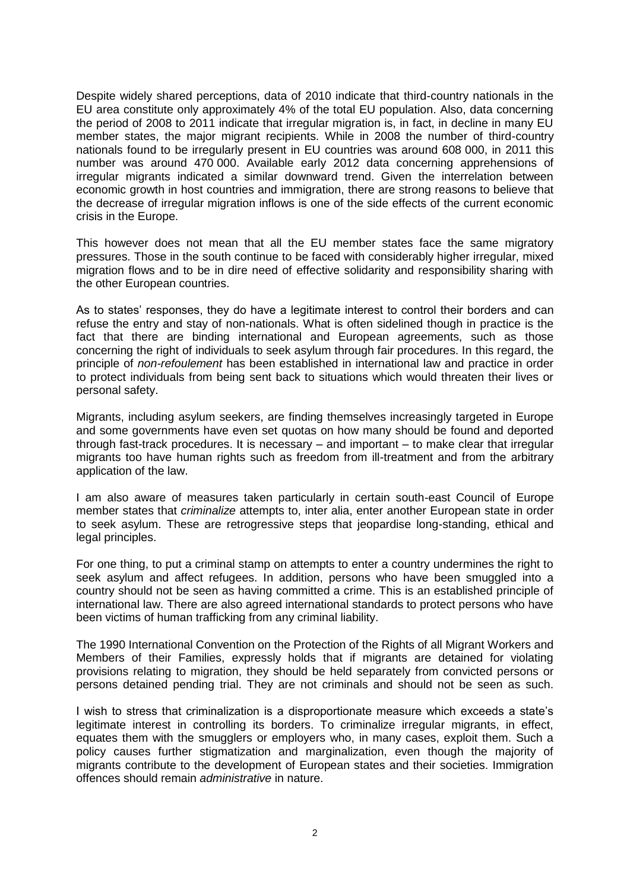Despite widely shared perceptions, data of 2010 indicate that third-country nationals in the EU area constitute only approximately 4% of the total EU population. Also, data concerning the period of 2008 to 2011 indicate that irregular migration is, in fact, in decline in many EU member states, the major migrant recipients. While in 2008 the number of third-country nationals found to be irregularly present in EU countries was around 608 000, in 2011 this number was around 470 000. Available early 2012 data concerning apprehensions of irregular migrants indicated a similar downward trend. Given the interrelation between economic growth in host countries and immigration, there are strong reasons to believe that the decrease of irregular migration inflows is one of the side effects of the current economic crisis in the Europe.

This however does not mean that all the EU member states face the same migratory pressures. Those in the south continue to be faced with considerably higher irregular, mixed migration flows and to be in dire need of effective solidarity and responsibility sharing with the other European countries.

As to states' responses, they do have a legitimate interest to control their borders and can refuse the entry and stay of non-nationals. What is often sidelined though in practice is the fact that there are binding international and European agreements, such as those concerning the right of individuals to seek asylum through fair procedures. In this regard, the principle of *non-refoulement* has been established in international law and practice in order to protect individuals from being sent back to situations which would threaten their lives or personal safety.

Migrants, including asylum seekers, are finding themselves increasingly targeted in Europe and some governments have even set quotas on how many should be found and deported through fast-track procedures. It is necessary – and important – to make clear that irregular migrants too have human rights such as freedom from ill-treatment and from the arbitrary application of the law.

I am also aware of measures taken particularly in certain south-east Council of Europe member states that *criminalize* attempts to, inter alia, enter another European state in order to seek asylum. These are retrogressive steps that jeopardise long-standing, ethical and legal principles.

For one thing, to put a criminal stamp on attempts to enter a country undermines the right to seek asylum and affect refugees. In addition, persons who have been smuggled into a country should not be seen as having committed a crime. This is an established principle of international law. There are also agreed international standards to protect persons who have been victims of human trafficking from any criminal liability.

The 1990 International Convention on the Protection of the Rights of all Migrant Workers and Members of their Families, expressly holds that if migrants are detained for violating provisions relating to migration, they should be held separately from convicted persons or persons detained pending trial. They are not criminals and should not be seen as such.

I wish to stress that criminalization is a disproportionate measure which exceeds a state's legitimate interest in controlling its borders. To criminalize irregular migrants, in effect, equates them with the smugglers or employers who, in many cases, exploit them. Such a policy causes further stigmatization and marginalization, even though the majority of migrants contribute to the development of European states and their societies. Immigration offences should remain *administrative* in nature.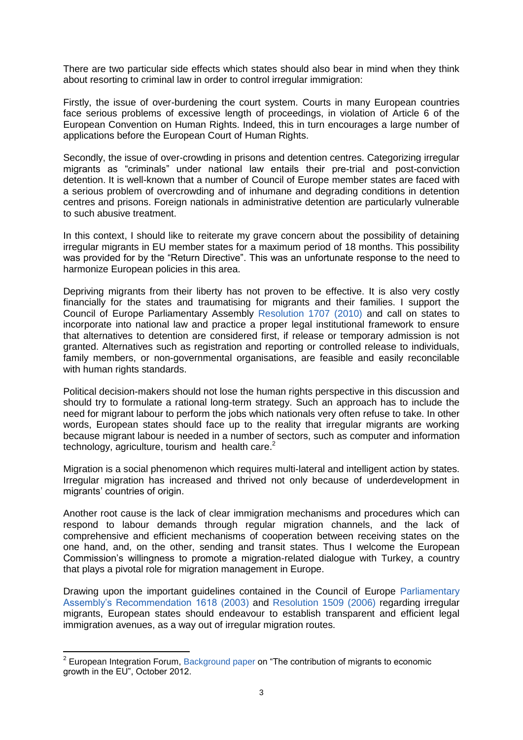There are two particular side effects which states should also bear in mind when they think about resorting to criminal law in order to control irregular immigration:

Firstly, the issue of over-burdening the court system. Courts in many European countries face serious problems of excessive length of proceedings, in violation of Article 6 of the European Convention on Human Rights. Indeed, this in turn encourages a large number of applications before the European Court of Human Rights.

Secondly, the issue of over-crowding in prisons and detention centres. Categorizing irregular migrants as "criminals" under national law entails their pre-trial and post-conviction detention. It is well-known that a number of Council of Europe member states are faced with a serious problem of overcrowding and of inhumane and degrading conditions in detention centres and prisons. Foreign nationals in administrative detention are particularly vulnerable to such abusive treatment.

In this context, I should like to reiterate my grave concern about the possibility of detaining irregular migrants in EU member states for a maximum period of 18 months. This possibility was provided for by the "Return Directive". This was an unfortunate response to the need to harmonize European policies in this area.

Depriving migrants from their liberty has not proven to be effective. It is also very costly financially for the states and traumatising for migrants and their families. I support the Council of Europe Parliamentary Assembly Resolution 1707 (2010) and call on states to incorporate into national law and practice a proper legal institutional framework to ensure that alternatives to detention are considered first, if release or temporary admission is not granted. Alternatives such as registration and reporting or controlled release to individuals, family members, or non-governmental organisations, are feasible and easily reconcilable with human rights standards.

Political decision-makers should not lose the human rights perspective in this discussion and should try to formulate a rational long-term strategy. Such an approach has to include the need for migrant labour to perform the jobs which nationals very often refuse to take. In other words, European states should face up to the reality that irregular migrants are working because migrant labour is needed in a number of sectors, such as computer and information technology, agriculture, tourism and health care.[2]

Migration is a social phenomenon which requires multi-lateral and intelligent action by states. Irregular migration has increased and thrived not only because of underdevelopment in migrants' countries of origin.

Another root cause is the lack of clear immigration mechanisms and procedures which can respond to labour demands through regular migration channels, and the lack of comprehensive and efficient mechanisms of cooperation between receiving states on the one hand, and, on the other, sending and transit states. Thus I welcome the European Commission's willingness to promote a migration-related dialogue with Turkey, a country that plays a pivotal role for migration management in Europe.

Drawing upon the important guidelines contained in the Council of Europe Parliamentary Assembly's Recommendation 1618 (2003) and Resolution 1509 (2006) regarding irregular migrants, European states should endeavour to establish transparent and efficient legal immigration avenues, as a way out of irregular migration routes.

---

[2] European Integration Forum, Background paper on "The contribution of migrants to economic growth in the EU", October 2012.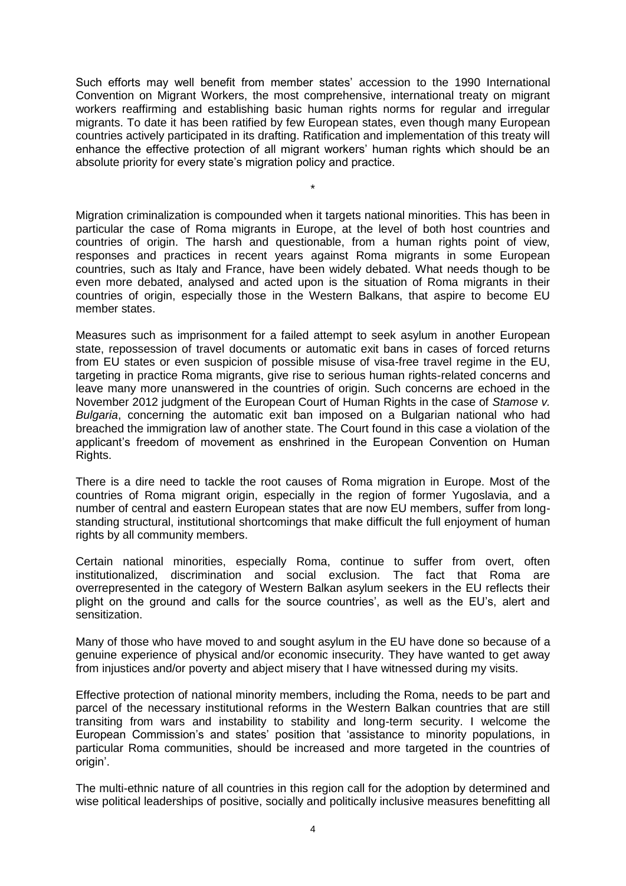Such efforts may well benefit from member states' accession to the 1990 International Convention on Migrant Workers, the most comprehensive, international treaty on migrant workers reaffirming and establishing basic human rights norms for regular and irregular migrants. To date it has been ratified by few European states, even though many European countries actively participated in its drafting. Ratification and implementation of this treaty will enhance the effective protection of all migrant workers' human rights which should be an absolute priority for every state's migration policy and practice.

*

Migration criminalization is compounded when it targets national minorities. This has been in particular the case of Roma migrants in Europe, at the level of both host countries and countries of origin. The harsh and questionable, from a human rights point of view, responses and practices in recent years against Roma migrants in some European countries, such as Italy and France, have been widely debated. What needs though to be even more debated, analysed and acted upon is the situation of Roma migrants in their countries of origin, especially those in the Western Balkans, that aspire to become EU member states.

Measures such as imprisonment for a failed attempt to seek asylum in another European state, repossession of travel documents or automatic exit bans in cases of forced returns from EU states or even suspicion of possible misuse of visa-free travel regime in the EU, targeting in practice Roma migrants, give rise to serious human rights-related concerns and leave many more unanswered in the countries of origin. Such concerns are echoed in the November 2012 judgment of the European Court of Human Rights in the case of *Stamose v. Bulgaria*, concerning the automatic exit ban imposed on a Bulgarian national who had breached the immigration law of another state. The Court found in this case a violation of the applicant's freedom of movement as enshrined in the European Convention on Human Rights.

There is a dire need to tackle the root causes of Roma migration in Europe. Most of the countries of Roma migrant origin, especially in the region of former Yugoslavia, and a number of central and eastern European states that are now EU members, suffer from long-standing structural, institutional shortcomings that make difficult the full enjoyment of human rights by all community members.

Certain national minorities, especially Roma, continue to suffer from overt, often institutionalized, discrimination and social exclusion. The fact that Roma are overrepresented in the category of Western Balkan asylum seekers in the EU reflects their plight on the ground and calls for the source countries', as well as the EU's, alert and sensitization.

Many of those who have moved to and sought asylum in the EU have done so because of a genuine experience of physical and/or economic insecurity. They have wanted to get away from injustices and/or poverty and abject misery that I have witnessed during my visits.

Effective protection of national minority members, including the Roma, needs to be part and parcel of the necessary institutional reforms in the Western Balkan countries that are still transiting from wars and instability to stability and long-term security. I welcome the European Commission's and states' position that 'assistance to minority populations, in particular Roma communities, should be increased and more targeted in the countries of origin'.

The multi-ethnic nature of all countries in this region call for the adoption by determined and wise political leaderships of positive, socially and politically inclusive measures benefitting all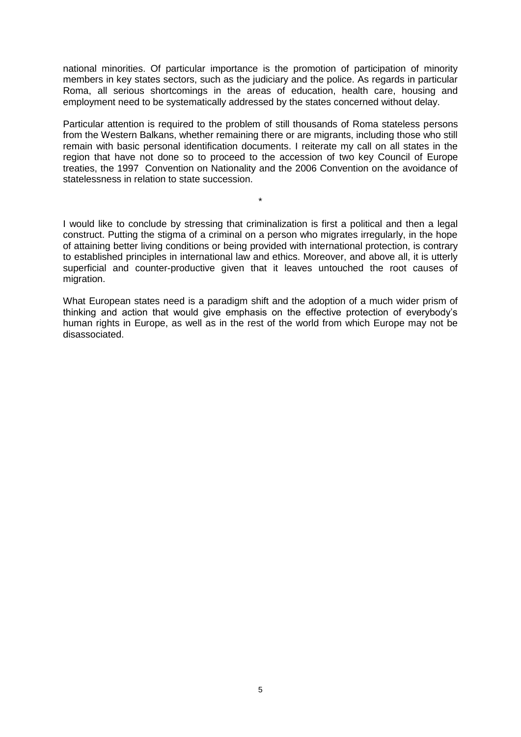national minorities. Of particular importance is the promotion of participation of minority members in key states sectors, such as the judiciary and the police. As regards in particular Roma, all serious shortcomings in the areas of education, health care, housing and employment need to be systematically addressed by the states concerned without delay.

Particular attention is required to the problem of still thousands of Roma stateless persons from the Western Balkans, whether remaining there or are migrants, including those who still remain with basic personal identification documents. I reiterate my call on all states in the region that have not done so to proceed to the accession of two key Council of Europe treaties, the 1997 Convention on Nationality and the 2006 Convention on the avoidance of statelessness in relation to state succession.

*

I would like to conclude by stressing that criminalization is first a political and then a legal construct. Putting the stigma of a criminal on a person who migrates irregularly, in the hope of attaining better living conditions or being provided with international protection, is contrary to established principles in international law and ethics. Moreover, and above all, it is utterly superficial and counter-productive given that it leaves untouched the root causes of migration.

What European states need is a paradigm shift and the adoption of a much wider prism of thinking and action that would give emphasis on the effective protection of everybody's human rights in Europe, as well as in the rest of the world from which Europe may not be disassociated.